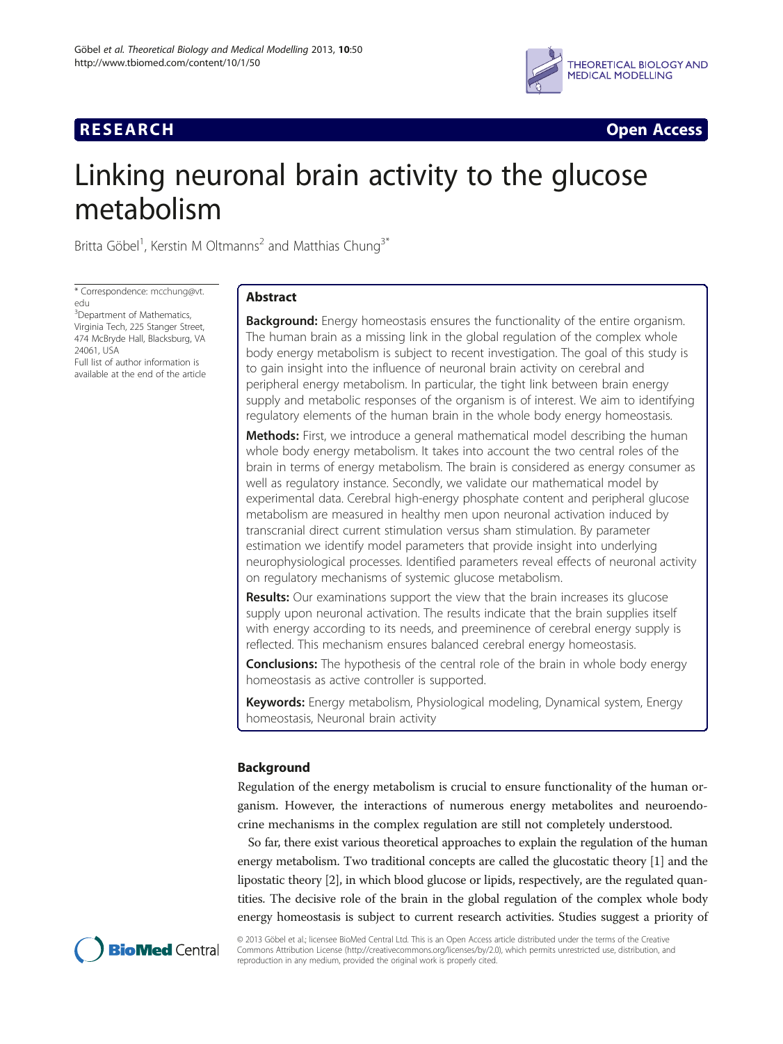RESEARCH Open Access

# Linking neuronal brain activity to the glucose metabolism

Britta Göbel[1], Kersten M Oltmanns[2] and Matthias Chung[3*]

\* Correspondence: mcchung@vt.edu
[3]Department of Mathematics, Virginia Tech, 225 Stanger Street, 474 McBryde Hall, Blacksburg, VA 24061, USA
Full list of author information is available at the end of the article

## Abstract

**Background:** Energy homeostasis ensures the functionality of the entire organism. The human brain as a missing link in the global regulation of the complex whole body energy metabolism is subject to recent investigation. The goal of this study is to gain insight into the influence of neuronal brain activity on cerebral and peripheral energy metabolism. In particular, the tight link between brain energy supply and metabolic responses of the organism is of interest. We aim to identifying regulatory elements of the human brain in the whole body energy homeostasis.

**Methods:** First, we introduce a general mathematical model describing the human whole body energy metabolism. It takes into account the two central roles of the brain in terms of energy metabolism. The brain is considered as energy consumer as well as regulatory instance. Secondly, we validate our mathematical model by experimental data. Cerebral high-energy phosphate content and peripheral glucose metabolism are measured in healthy men upon neuronal activation induced by transcranial direct current stimulation versus sham stimulation. By parameter estimation we identify model parameters that provide insight into underlying neurophysiological processes. Identified parameters reveal effects of neuronal activity on regulatory mechanisms of systemic glucose metabolism.

**Results:** Our examinations support the view that the brain increases its glucose supply upon neuronal activation. The results indicate that the brain supplies itself with energy according to its needs, and preeminence of cerebral energy supply is reflected. This mechanism ensures balanced cerebral energy homeostasis.

**Conclusions:** The hypothesis of the central role of the brain in whole body energy homeostasis as active controller is supported.

**Keywords:** Energy metabolism, Physiological modeling, Dynamical system, Energy homeostasis, Neuronal brain activity

## Background

Regulation of the energy metabolism is crucial to ensure functionality of the human organism. However, the interactions of numerous energy metabolites and neuroendocrine mechanisms in the complex regulation are still not completely understood.

So far, there exist various theoretical approaches to explain the regulation of the human energy metabolism. Two traditional concepts are called the glucostatic theory [1] and the lipostatic theory [2], in which blood glucose or lipids, respectively, are the regulated quantities. The decisive role of the brain in the global regulation of the complex whole body energy homeostasis is subject to current research activities. Studies suggest a priority of

© 2013 Göbel et al.; licensee BioMed Central Ltd. This is an Open Access article distributed under the terms of the Creative Commons Attribution License (http://creativecommons.org/licenses/by/2.0), which permits unrestricted use, distribution, and reproduction in any medium, provided the original work is properly cited.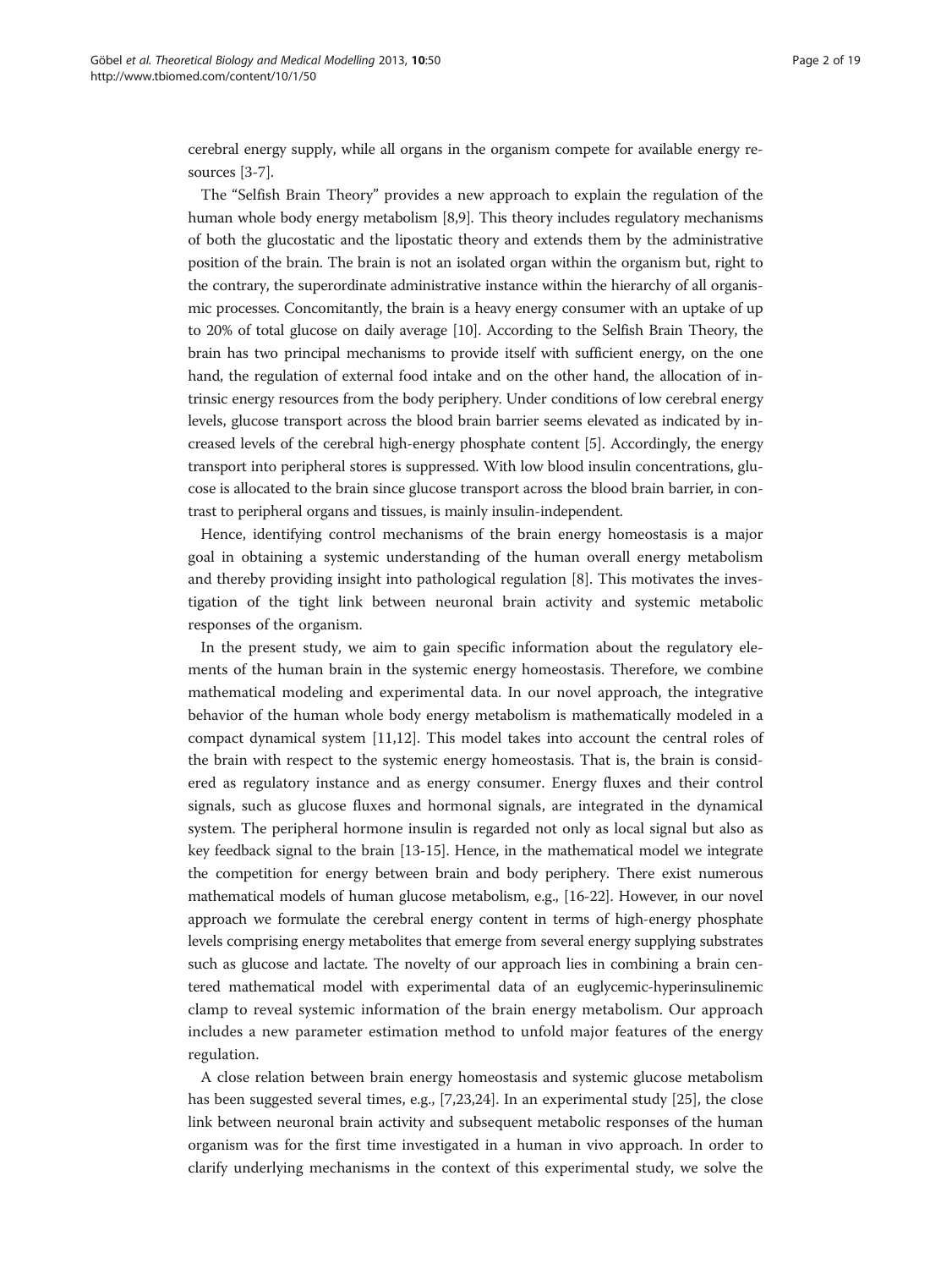cerebral energy supply, while all organs in the organism compete for available energy resources [3-7].

The "Selfish Brain Theory" provides a new approach to explain the regulation of the human whole body energy metabolism [8,9]. This theory includes regulatory mechanisms of both the glucostatic and the lipostatic theory and extends them by the administrative position of the brain. The brain is not an isolated organ within the organism but, right to the contrary, the superordinate administrative instance within the hierarchy of all organismic processes. Concomitantly, the brain is a heavy energy consumer with an uptake of up to 20% of total glucose on daily average [10]. According to the Selfish Brain Theory, the brain has two principal mechanisms to provide itself with sufficient energy, on the one hand, the regulation of external food intake and on the other hand, the allocation of intrinsic energy resources from the body periphery. Under conditions of low cerebral energy levels, glucose transport across the blood brain barrier seems elevated as indicated by increased levels of the cerebral high-energy phosphate content [5]. Accordingly, the energy transport into peripheral stores is suppressed. With low blood insulin concentrations, glucose is allocated to the brain since glucose transport across the blood brain barrier, in contrast to peripheral organs and tissues, is mainly insulin-independent.

Hence, identifying control mechanisms of the brain energy homeostasis is a major goal in obtaining a systemic understanding of the human overall energy metabolism and thereby providing insight into pathological regulation [8]. This motivates the investigation of the tight link between neuronal brain activity and systemic metabolic responses of the organism.

In the present study, we aim to gain specific information about the regulatory elements of the human brain in the systemic energy homeostasis. Therefore, we combine mathematical modeling and experimental data. In our novel approach, the integrative behavior of the human whole body energy metabolism is mathematically modeled in a compact dynamical system [11,12]. This model takes into account the central roles of the brain with respect to the systemic energy homeostasis. That is, the brain is considered as regulatory instance and as energy consumer. Energy fluxes and their control signals, such as glucose fluxes and hormonal signals, are integrated in the dynamical system. The peripheral hormone insulin is regarded not only as local signal but also as key feedback signal to the brain [13-15]. Hence, in the mathematical model we integrate the competition for energy between brain and body periphery. There exist numerous mathematical models of human glucose metabolism, e.g., [16-22]. However, in our novel approach we formulate the cerebral energy content in terms of high-energy phosphate levels comprising energy metabolites that emerge from several energy supplying substrates such as glucose and lactate. The novelty of our approach lies in combining a brain centered mathematical model with experimental data of an euglycemic-hyperinsulinemic clamp to reveal systemic information of the brain energy metabolism. Our approach includes a new parameter estimation method to unfold major features of the energy regulation.

A close relation between brain energy homeostasis and systemic glucose metabolism has been suggested several times, e.g., [7,23,24]. In an experimental study [25], the close link between neuronal brain activity and subsequent metabolic responses of the human organism was for the first time investigated in a human in vivo approach. In order to clarify underlying mechanisms in the context of this experimental study, we solve the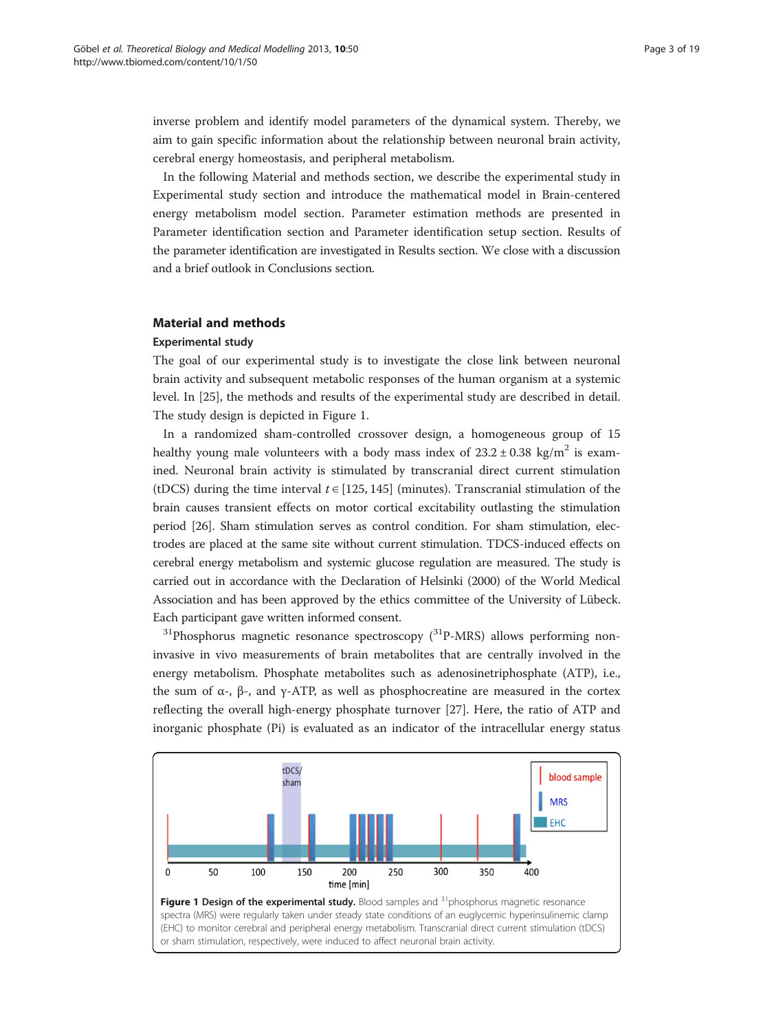inverse problem and identify model parameters of the dynamical system. Thereby, we aim to gain specific information about the relationship between neuronal brain activity, cerebral energy homeostasis, and peripheral metabolism.

In the following Material and methods section, we describe the experimental study in Experimental study section and introduce the mathematical model in Brain-centered energy metabolism model section. Parameter estimation methods are presented in Parameter identification section and Parameter identification setup section. Results of the parameter identification are investigated in Results section. We close with a discussion and a brief outlook in Conclusions section.

## Material and methods

### Experimental study

The goal of our experimental study is to investigate the close link between neuronal brain activity and subsequent metabolic responses of the human organism at a systemic level. In [25], the methods and results of the experimental study are described in detail. The study design is depicted in Figure 1.

In a randomized sham-controlled crossover design, a homogeneous group of 15 healthy young male volunteers with a body mass index of $23.2 \pm 0.38$ kg/m$^2$ is examined. Neuronal brain activity is stimulated by transcranial direct current stimulation (tDCS) during the time interval $t \in [125, 145]$ (minutes). Transcranial stimulation of the brain causes transient effects on motor cortical excitability outlasting the stimulation period [26]. Sham stimulation serves as control condition. For sham stimulation, electrodes are placed at the same site without current stimulation. TDCS-induced effects on cerebral energy metabolism and systemic glucose regulation are measured. The study is carried out in accordance with the Declaration of Helsinki (2000) of the World Medical Association and has been approved by the ethics committee of the University of Lübeck. Each participant gave written informed consent.

$^{31}$Phosphorus magnetic resonance spectroscopy ($^{31}$P-MRS) allows performing non-invasive in vivo measurements of brain metabolites that are centrally involved in the energy metabolism. Phosphate metabolites such as adenosinetriphosphate (ATP), i.e., the sum of α-, β-, and γ-ATP, as well as phosphocreatine are measured in the cortex reflecting the overall high-energy phosphate turnover [27]. Here, the ratio of ATP and inorganic phosphate (Pi) is evaluated as an indicator of the intracellular energy status

**Figure 1 Design of the experimental study.** Blood samples and $^{31}$phosphorus magnetic resonance spectra (MRS) were regularly taken under steady state conditions of an euglycemic hyperinsulinemic clamp (EHC) to monitor cerebral and peripheral energy metabolism. Transcranial direct current stimulation (tDCS) or sham stimulation, respectively, were induced to affect neuronal brain activity.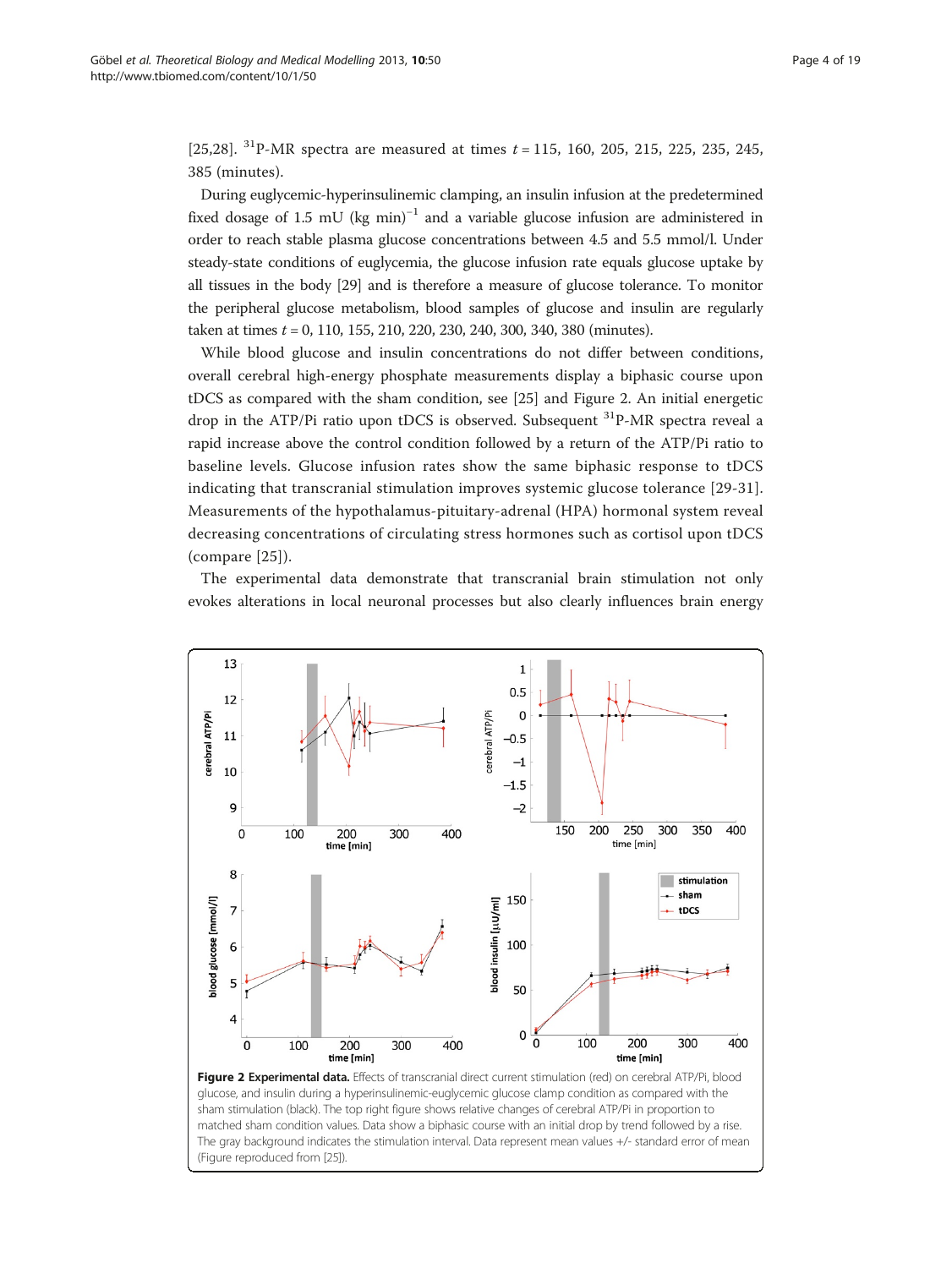[25,28]. $^{31}$P-MR spectra are measured at times $t = 115$, 160, 205, 215, 225, 235, 245, 385 (minutes).

During euglycemic-hyperinsulinemic clamping, an insulin infusion at the predetermined fixed dosage of 1.5 mU $(\text{kg min})^{-1}$ and a variable glucose infusion are administered in order to reach stable plasma glucose concentrations between 4.5 and 5.5 mmol/l. Under steady-state conditions of euglycemia, the glucose infusion rate equals glucose uptake by all tissues in the body [29] and is therefore a measure of glucose tolerance. To monitor the peripheral glucose metabolism, blood samples of glucose and insulin are regularly taken at times $t = 0$, 110, 155, 210, 220, 230, 240, 300, 340, 380 (minutes).

While blood glucose and insulin concentrations do not differ between conditions, overall cerebral high-energy phosphate measurements display a biphasic course upon tDCS as compared with the sham condition, see [25] and Figure 2. An initial energetic drop in the ATP/Pi ratio upon tDCS is observed. Subsequent $^{31}$P-MR spectra reveal a rapid increase above the control condition followed by a return of the ATP/Pi ratio to baseline levels. Glucose infusion rates show the same biphasic response to tDCS indicating that transcranial stimulation improves systemic glucose tolerance [29-31]. Measurements of the hypothalamus-pituitary-adrenal (HPA) hormonal system reveal decreasing concentrations of circulating stress hormones such as cortisol upon tDCS (compare [25]).

The experimental data demonstrate that transcranial brain stimulation not only evokes alterations in local neuronal processes but also clearly influences brain energy

**Figure 2 Experimental data.** Effects of transcranial direct current stimulation (red) on cerebral ATP/Pi, blood glucose, and insulin during a hyperinsulinemic-euglycemic glucose clamp condition as compared with the sham stimulation (black). The top right figure shows relative changes of cerebral ATP/Pi in proportion to matched sham condition values. Data show a biphasic course with an initial drop by trend followed by a rise. The gray background indicates the stimulation interval. Data represent mean values +/- standard error of mean (Figure reproduced from [25]).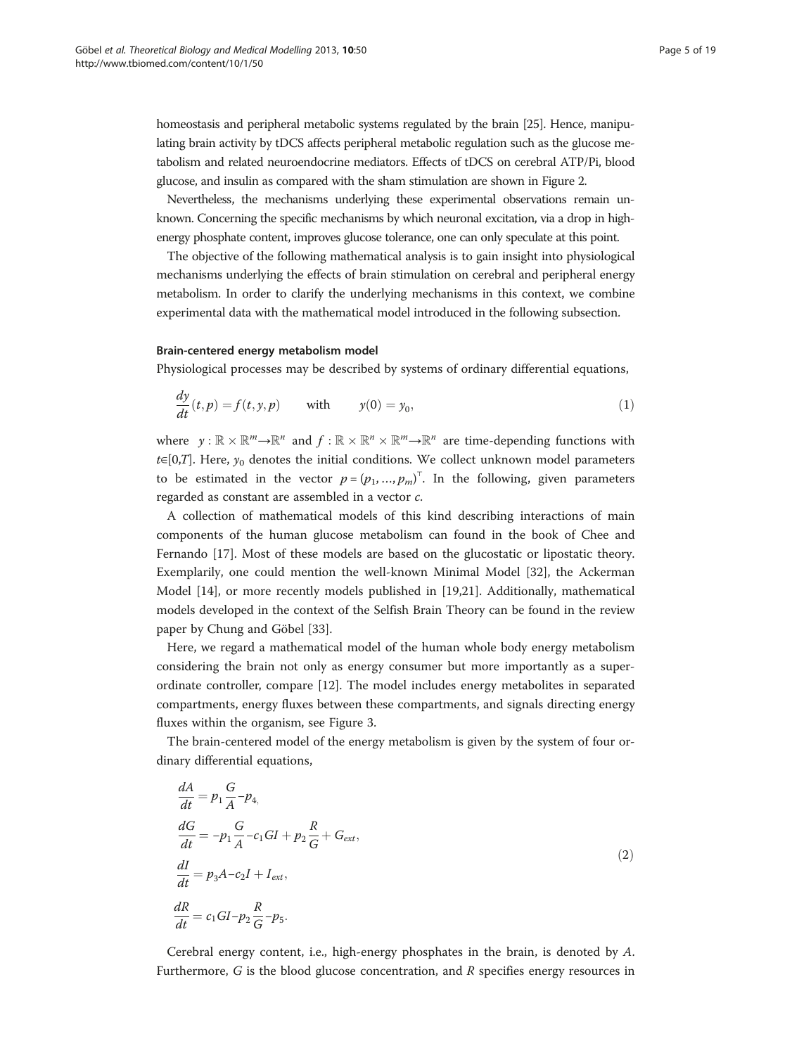homeostasis and peripheral metabolic systems regulated by the brain [25]. Hence, manipulating brain activity by tDCS affects peripheral metabolic regulation such as the glucose metabolism and related neuroendocrine mediators. Effects of tDCS on cerebral ATP/Pi, blood glucose, and insulin as compared with the sham stimulation are shown in Figure 2.

Nevertheless, the mechanisms underlying these experimental observations remain unknown. Concerning the specific mechanisms by which neuronal excitation, via a drop in high-energy phosphate content, improves glucose tolerance, one can only speculate at this point.

The objective of the following mathematical analysis is to gain insight into physiological mechanisms underlying the effects of brain stimulation on cerebral and peripheral energy metabolism. In order to clarify the underlying mechanisms in this context, we combine experimental data with the mathematical model introduced in the following subsection.

#### Brain-centered energy metabolism model

Physiological processes may be described by systems of ordinary differential equations,

$$\frac{dy}{dt}(t,p) = f(t,y,p) \qquad \text{with} \qquad y(0) = y_0, \tag{1}$$

where $y : \mathbb{R} \times \mathbb{R}^m \rightarrow \mathbb{R}^n$ and $f : \mathbb{R} \times \mathbb{R}^n \times \mathbb{R}^m \rightarrow \mathbb{R}^n$ are time-depending functions with $t \in [0,T]$. Here, $y_0$ denotes the initial conditions. We collect unknown model parameters to be estimated in the vector $p = (p_1, \ldots, p_m)^\top$. In the following, given parameters regarded as constant are assembled in a vector $c$.

A collection of mathematical models of this kind describing interactions of main components of the human glucose metabolism can found in the book of Chee and Fernando [17]. Most of these models are based on the glucostatic or lipostatic theory. Exemplarily, one could mention the well-known Minimal Model [32], the Ackerman Model [14], or more recently models published in [19,21]. Additionally, mathematical models developed in the context of the Selfish Brain Theory can be found in the review paper by Chung and Göbel [33].

Here, we regard a mathematical model of the human whole body energy metabolism considering the brain not only as energy consumer but more importantly as a superordinate controller, compare [12]. The model includes energy metabolites in separated compartments, energy fluxes between these compartments, and signals directing energy fluxes within the organism, see Figure 3.

The brain-centered model of the energy metabolism is given by the system of four ordinary differential equations,

$$\begin{aligned}
\frac{dA}{dt} &= p_1 \frac{G}{A} - p_4, \\
\frac{dG}{dt} &= -p_1 \frac{G}{A} - c_1 GI + p_2 \frac{R}{G} + G_{ext}, \\
\frac{dI}{dt} &= p_3 A - c_2 I + I_{ext}, \\
\frac{dR}{dt} &= c_1 GI - p_2 \frac{R}{G} - p_5.
\end{aligned} \tag{2}$$

Cerebral energy content, i.e., high-energy phosphates in the brain, is denoted by $A$. Furthermore, $G$ is the blood glucose concentration, and $R$ specifies energy resources in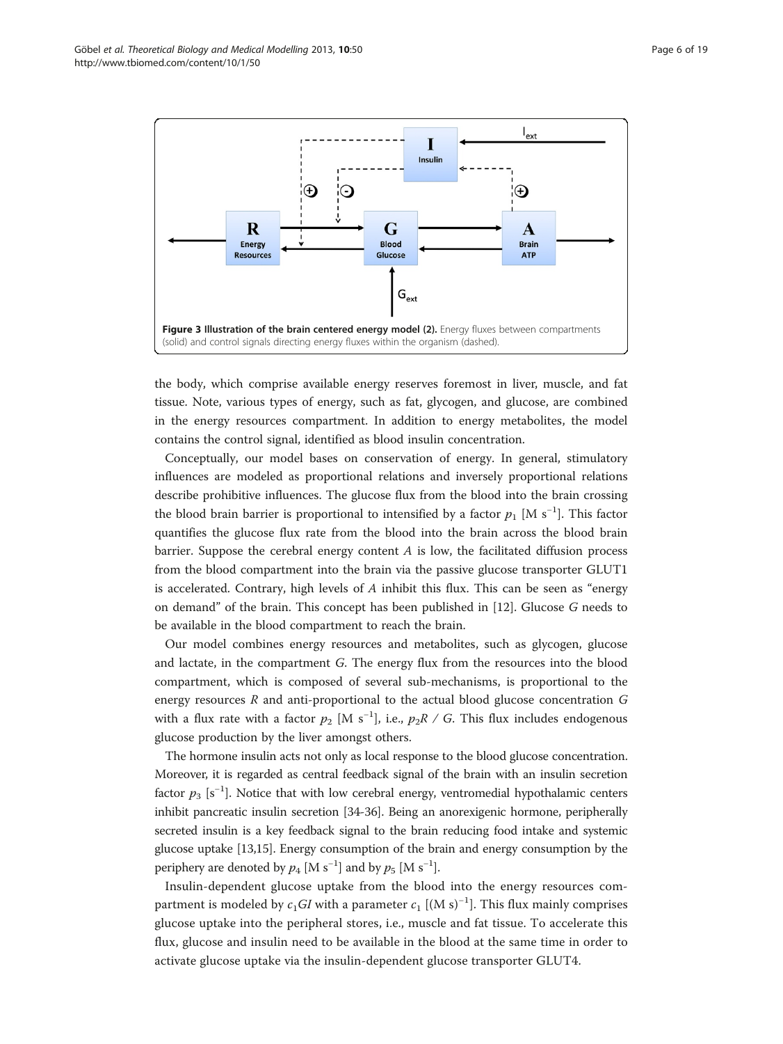**Figure 3 Illustration of the brain centered energy model (2).** Energy fluxes between compartments (solid) and control signals directing energy fluxes within the organism (dashed).

the body, which comprise available energy reserves foremost in liver, muscle, and fat tissue. Note, various types of energy, such as fat, glycogen, and glucose, are combined in the energy resources compartment. In addition to energy metabolites, the model contains the control signal, identified as blood insulin concentration.

Conceptually, our model bases on conservation of energy. In general, stimulatory influences are modeled as proportional relations and inversely proportional relations describe prohibitive influences. The glucose flux from the blood into the brain crossing the blood brain barrier is proportional to intensified by a factor $p_1$ [M s$^{-1}$]. This factor quantifies the glucose flux rate from the blood into the brain across the blood brain barrier. Suppose the cerebral energy content $A$ is low, the facilitated diffusion process from the blood compartment into the brain via the passive glucose transporter GLUT1 is accelerated. Contrary, high levels of $A$ inhibit this flux. This can be seen as "energy on demand" of the brain. This concept has been published in [12]. Glucose $G$ needs to be available in the blood compartment to reach the brain.

Our model combines energy resources and metabolites, such as glycogen, glucose and lactate, in the compartment $G$. The energy flux from the resources into the blood compartment, which is composed of several sub-mechanisms, is proportional to the energy resources $R$ and anti-proportional to the actual blood glucose concentration $G$ with a flux rate with a factor $p_2$ [M s$^{-1}$], i.e., $p_2R$ / $G$. This flux includes endogenous glucose production by the liver amongst others.

The hormone insulin acts not only as local response to the blood glucose concentration. Moreover, it is regarded as central feedback signal of the brain with an insulin secretion factor $p_3$ [s$^{-1}$]. Notice that with low cerebral energy, ventromedial hypothalamic centers inhibit pancreatic insulin secretion [34-36]. Being an anorexigenic hormone, peripherally secreted insulin is a key feedback signal to the brain reducing food intake and systemic glucose uptake [13,15]. Energy consumption of the brain and energy consumption by the periphery are denoted by $p_4$ [M s$^{-1}$] and by $p_5$ [M s$^{-1}$].

Insulin-dependent glucose uptake from the blood into the energy resources compartment is modeled by $c_1GI$ with a parameter $c_1$ [(M s)$^{-1}$]. This flux mainly comprises glucose uptake into the peripheral stores, i.e., muscle and fat tissue. To accelerate this flux, glucose and insulin need to be available in the blood at the same time in order to activate glucose uptake via the insulin-dependent glucose transporter GLUT4.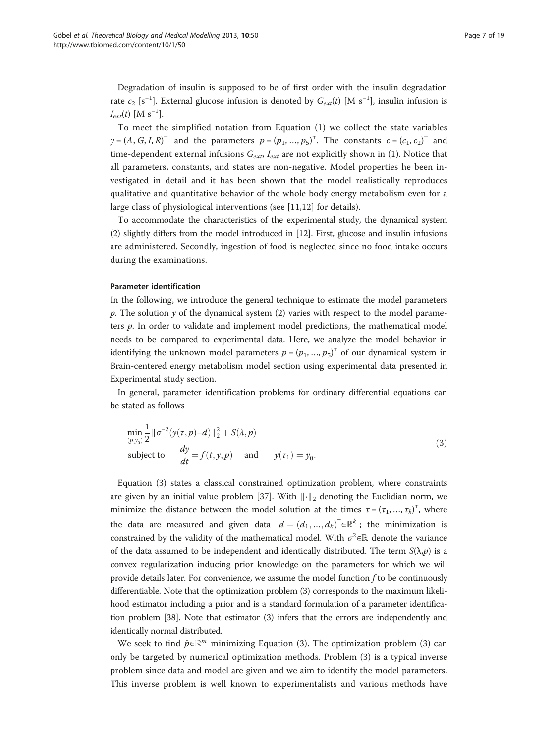Degradation of insulin is supposed to be of first order with the insulin degradation rate $c_2$ [$s^{-1}$]. External glucose infusion is denoted by $G_{ext}(t)$ [M $s^{-1}$], insulin infusion is $I_{ext}(t)$ [M $s^{-1}$].

To meet the simplified notation from Equation (1) we collect the state variables $y = (A, G, I, R)^\top$ and the parameters $p = (p_1, \ldots, p_5)^\top$. The constants $c = (c_1, c_2)^\top$ and time-dependent external infusions $G_{ext}$, $I_{ext}$ are not explicitly shown in (1). Notice that all parameters, constants, and states are non-negative. Model properties he been investigated in detail and it has been shown that the model realistically reproduces qualitative and quantitative behavior of the whole body energy metabolism even for a large class of physiological interventions (see [11,12] for details).

To accommodate the characteristics of the experimental study, the dynamical system (2) slightly differs from the model introduced in [12]. First, glucose and insulin infusions are administered. Secondly, ingestion of food is neglected since no food intake occurs during the examinations.

### Parameter identification

In the following, we introduce the general technique to estimate the model parameters $p$. The solution $y$ of the dynamical system (2) varies with respect to the model parameters $p$. In order to validate and implement model predictions, the mathematical model needs to be compared to experimental data. Here, we analyze the model behavior in identifying the unknown model parameters $p = (p_1, \ldots, p_5)^\top$ of our dynamical system in Brain-centered energy metabolism model section using experimental data presented in Experimental study section.

In general, parameter identification problems for ordinary differential equations can be stated as follows

$$
\begin{aligned}
&\min_{(p,y_0)} \frac{1}{2} \| \sigma^{-2} (y(\tau, p) - d) \|_2^2 + S(\lambda, p) \\
&\text{subject to} \qquad \frac{dy}{dt} = f(t, y, p) \quad \text{and} \quad y(\tau_1) = y_0.
\end{aligned}
\tag{3}
$$

Equation (3) states a classical constrained optimization problem, where constraints are given by an initial value problem [37]. With $\|\cdot\|_2$ denoting the Euclidian norm, we minimize the distance between the model solution at the times $\tau = (\tau_1, \ldots, \tau_k)^\top$, where the data are measured and given data $d = (d_1, \ldots, d_k)^\top \in \mathbb{R}^k$; the minimization is constrained by the validity of the mathematical model. With $\sigma^2 \in \mathbb{R}$ denote the variance of the data assumed to be independent and identically distributed. The term $S(\lambda, p)$ is a convex regularization inducing prior knowledge on the parameters for which we will provide details later. For convenience, we assume the model function $f$ to be continuously differentiable. Note that the optimization problem (3) corresponds to the maximum likelihood estimator including a prior and is a standard formulation of a parameter identification problem [38]. Note that estimator (3) infers that the errors are independently and identically normal distributed.

We seek to find $\hat{p} \in \mathbb{R}^m$ minimizing Equation (3). The optimization problem (3) can only be targeted by numerical optimization methods. Problem (3) is a typical inverse problem since data and model are given and we aim to identify the model parameters. This inverse problem is well known to experimentalists and various methods have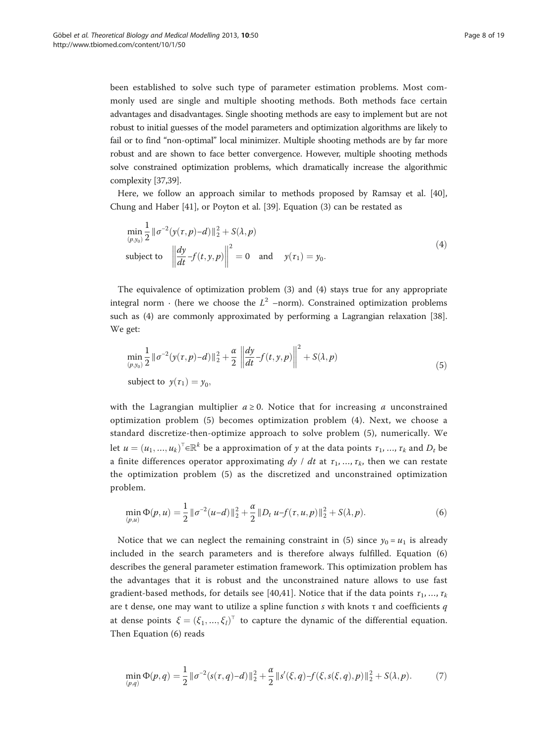been established to solve such type of parameter estimation problems. Most commonly used are single and multiple shooting methods. Both methods face certain advantages and disadvantages. Single shooting methods are easy to implement but are not robust to initial guesses of the model parameters and optimization algorithms are likely to fail or to find "non-optimal" local minimizer. Multiple shooting methods are by far more robust and are shown to face better convergence. However, multiple shooting methods solve constrained optimization problems, which dramatically increase the algorithmic complexity [37,39].

Here, we follow an approach similar to methods proposed by Ramsay et al. [40], Chung and Haber [41], or Poyton et al. [39]. Equation (3) can be restated as

$$
\begin{aligned}
&\min_{(p,y_0)} \frac{1}{2} \| \sigma^{-2}(y(\tau,p) - d) \|_2^2 + S(\lambda, p) \\
&\text{subject to} \quad \left\| \frac{dy}{dt} - f(t,y,p) \right\|^2 = 0 \quad \text{and} \quad y(\tau_1) = y_0.
\end{aligned}
\tag{4}
$$

The equivalence of optimization problem (3) and (4) stays true for any appropriate integral norm $\cdot$ (here we choose the $L^2$ –norm). Constrained optimization problems such as (4) are commonly approximated by performing a Lagrangian relaxation [38]. We get:

$$
\begin{aligned}
&\min_{(p,y_0)} \frac{1}{2} \| \sigma^{-2}(y(\tau,p) - d) \|_2^2 + \frac{\alpha}{2} \left\| \frac{dy}{dt} - f(t,y,p) \right\|^2 + S(\lambda, p) \\
&\text{subject to } \; y(\tau_1) = y_0,
\end{aligned}
\tag{5}
$$

with the Lagrangian multiplier $a \geq 0$. Notice that for increasing $a$ unconstrained optimization problem (5) becomes optimization problem (4). Next, we choose a standard discretize-then-optimize approach to solve problem (5), numerically. We let $u = (u_1, \ldots, u_k)^\top \in \mathbb{R}^k$ be a approximation of $y$ at the data points $\tau_1, \ldots, \tau_k$ and $D_t$ be a finite differences operator approximating $dy$ / $dt$ at $\tau_1, \ldots, \tau_k$, then we can restate the optimization problem (5) as the discretized and unconstrained optimization problem.

$$
\min_{(p,u)} \Phi(p,u) = \frac{1}{2} \| \sigma^{-2}(u - d) \|_2^2 + \frac{\alpha}{2} \| D_t \, u - f(\tau, u, p) \|_2^2 + S(\lambda, p).
\tag{6}
$$

Notice that we can neglect the remaining constraint in (5) since $y_0 = u_1$ is already included in the search parameters and is therefore always fulfilled. Equation (6) describes the general parameter estimation framework. This optimization problem has the advantages that it is robust and the unconstrained nature allows to use fast gradient-based methods, for details see [40,41]. Notice that if the data points $\tau_1, \ldots, \tau_k$ are t dense, one may want to utilize a spline function $s$ with knots $\tau$ and coefficients $q$ at dense points $\xi = (\xi_1, \ldots, \xi_l)^\top$ to capture the dynamic of the differential equation. Then Equation (6) reads

$$
\min_{(p,q)} \Phi(p,q) = \frac{1}{2} \| \sigma^{-2}(s(\tau,q) - d) \|_2^2 + \frac{\alpha}{2} \| s'(\xi,q) - f(\xi, s(\xi,q), p) \|_2^2 + S(\lambda, p).
\tag{7}
$$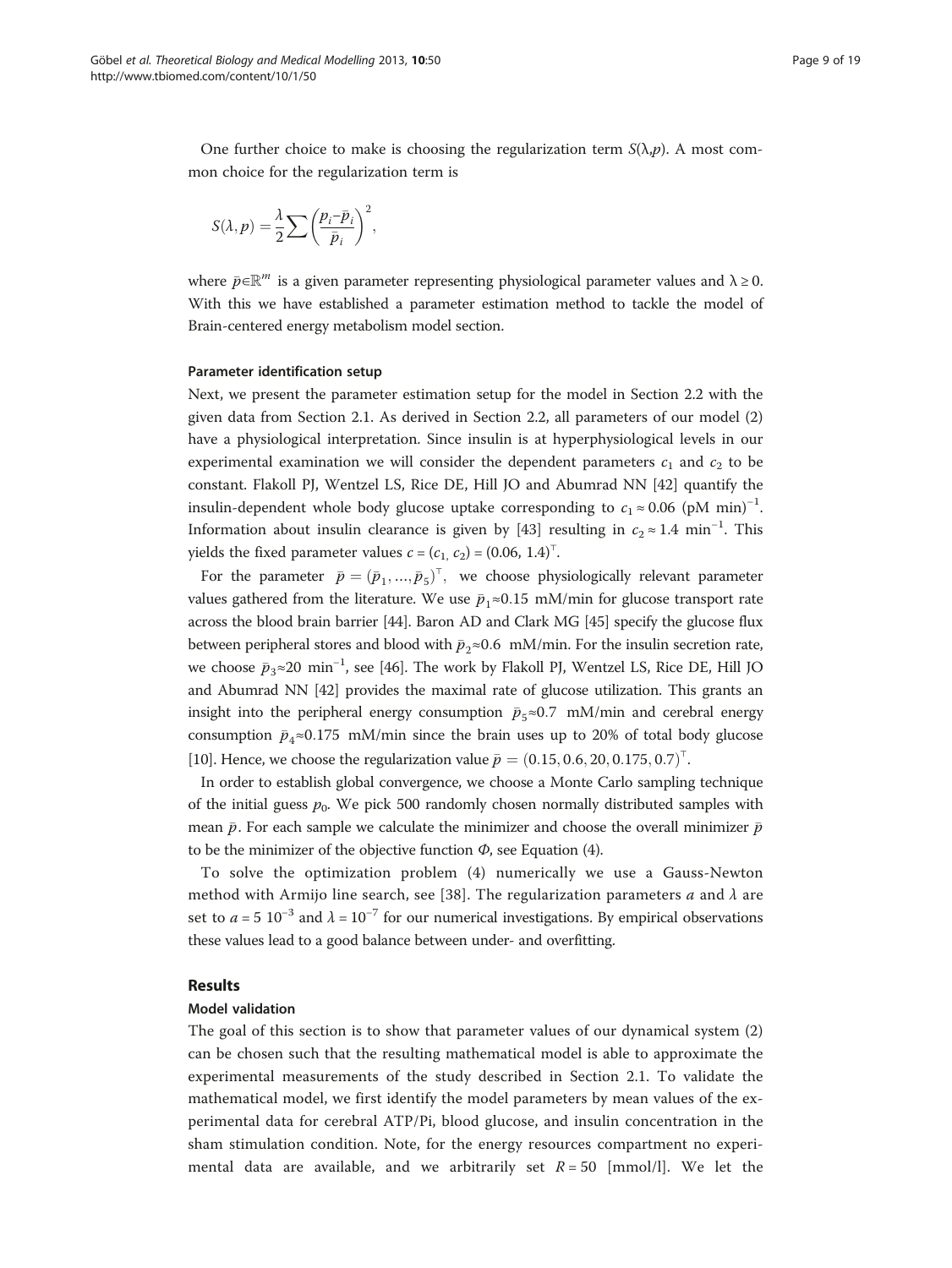One further choice to make is choosing the regularization term $S(\lambda,p)$. A most common choice for the regularization term is

$$S(\lambda, p) = \frac{\lambda}{2} \sum \left( \frac{p_i - \bar{p}_i}{\bar{p}_i} \right)^2,$$

where $\bar{p} \in \mathbb{R}^m$ is a given parameter representing physiological parameter values and $\lambda \geq 0$. With this we have established a parameter estimation method to tackle the model of Brain-centered energy metabolism model section.

#### Parameter identification setup

Next, we present the parameter estimation setup for the model in Section 2.2 with the given data from Section 2.1. As derived in Section 2.2, all parameters of our model (2) have a physiological interpretation. Since insulin is at hyperphysiological levels in our experimental examination we will consider the dependent parameters $c_1$ and $c_2$ to be constant. Flakoll PJ, Wentzel LS, Rice DE, Hill JO and Abumrad NN [42] quantify the insulin-dependent whole body glucose uptake corresponding to $c_1 \approx 0.06$ $(\text{pM min})^{-1}$. Information about insulin clearance is given by [43] resulting in $c_2 \approx 1.4$ $\text{min}^{-1}$. This yields the fixed parameter values $c = (c_1, c_2) = (0.06, 1.4)^\top$.

For the parameter $\bar{p} = (\bar{p}_1, \ldots, \bar{p}_5)^\top$, we choose physiologically relevant parameter values gathered from the literature. We use $\bar{p}_1 \approx 0.15$ mM/min for glucose transport rate across the blood brain barrier [44]. Baron AD and Clark MG [45] specify the glucose flux between peripheral stores and blood with $\bar{p}_2 \approx 0.6$ mM/min. For the insulin secretion rate, we choose $\bar{p}_3 \approx 20$ $\text{min}^{-1}$, see [46]. The work by Flakoll PJ, Wentzel LS, Rice DE, Hill JO and Abumrad NN [42] provides the maximal rate of glucose utilization. This grants an insight into the peripheral energy consumption $\bar{p}_5 \approx 0.7$ mM/min and cerebral energy consumption $\bar{p}_4 \approx 0.175$ mM/min since the brain uses up to 20% of total body glucose [10]. Hence, we choose the regularization value $\bar{p} = (0.15, 0.6, 20, 0.175, 0.7)^\top$.

In order to establish global convergence, we choose a Monte Carlo sampling technique of the initial guess $p_0$. We pick 500 randomly chosen normally distributed samples with mean $\bar{p}$. For each sample we calculate the minimizer and choose the overall minimizer $\bar{p}$ to be the minimizer of the objective function $\Phi$, see Equation (4).

To solve the optimization problem (4) numerically we use a Gauss-Newton method with Armijo line search, see [38]. The regularization parameters $a$ and $\lambda$ are set to $a = 5 \; 10^{-3}$ and $\lambda = 10^{-7}$ for our numerical investigations. By empirical observations these values lead to a good balance between under- and overfitting.

## Results

#### Model validation

The goal of this section is to show that parameter values of our dynamical system (2) can be chosen such that the resulting mathematical model is able to approximate the experimental measurements of the study described in Section 2.1. To validate the mathematical model, we first identify the model parameters by mean values of the experimental data for cerebral ATP/Pi, blood glucose, and insulin concentration in the sham stimulation condition. Note, for the energy resources compartment no experimental data are available, and we arbitrarily set $R = 50$ [mmol/l]. We let the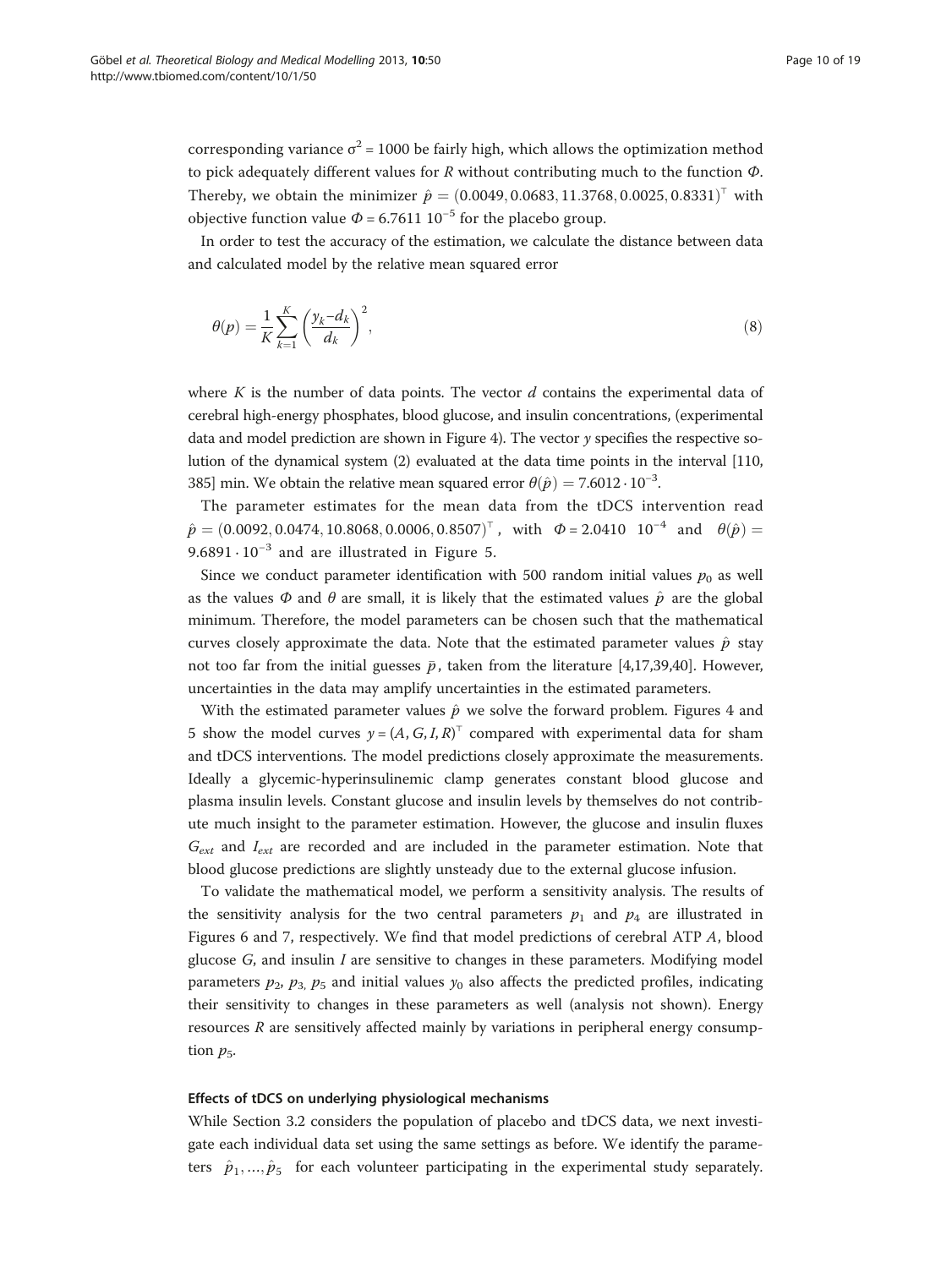corresponding variance $\sigma^2 = 1000$ be fairly high, which allows the optimization method to pick adequately different values for $R$ without contributing much to the function $\Phi$. Thereby, we obtain the minimizer $\hat{p} = (0.0049, 0.0683, 11.3768, 0.0025, 0.8331)^\top$ with objective function value $\Phi = 6.7611 \; 10^{-5}$ for the placebo group.

In order to test the accuracy of the estimation, we calculate the distance between data and calculated model by the relative mean squared error

$$\theta(p) = \frac{1}{K} \sum_{k=1}^{K} \left( \frac{y_k - d_k}{d_k} \right)^2, \tag{8}$$

where $K$ is the number of data points. The vector $d$ contains the experimental data of cerebral high-energy phosphates, blood glucose, and insulin concentrations, (experimental data and model prediction are shown in Figure 4). The vector $y$ specifies the respective solution of the dynamical system (2) evaluated at the data time points in the interval [110, 385] min. We obtain the relative mean squared error $\theta(\hat{p}) = 7.6012 \cdot 10^{-3}$.

The parameter estimates for the mean data from the tDCS intervention read $\hat{p} = (0.0092, 0.0474, 10.8068, 0.0006, 0.8507)^\top$, with $\Phi = 2.0410 \; 10^{-4}$ and $\theta(\hat{p}) = 9.6891 \cdot 10^{-3}$ and are illustrated in Figure 5.

Since we conduct parameter identification with 500 random initial values $p_0$ as well as the values $\Phi$ and $\theta$ are small, it is likely that the estimated values $\hat{p}$ are the global minimum. Therefore, the model parameters can be chosen such that the mathematical curves closely approximate the data. Note that the estimated parameter values $\hat{p}$ stay not too far from the initial guesses $\bar{p}$, taken from the literature [4,17,39,40]. However, uncertainties in the data may amplify uncertainties in the estimated parameters.

With the estimated parameter values $\hat{p}$ we solve the forward problem. Figures 4 and 5 show the model curves $y = (A, G, I, R)^\top$ compared with experimental data for sham and tDCS interventions. The model predictions closely approximate the measurements. Ideally a glycemic-hyperinsulinemic clamp generates constant blood glucose and plasma insulin levels. Constant glucose and insulin levels by themselves do not contribute much insight to the parameter estimation. However, the glucose and insulin fluxes $G_{ext}$ and $I_{ext}$ are recorded and are included in the parameter estimation. Note that blood glucose predictions are slightly unsteady due to the external glucose infusion.

To validate the mathematical model, we perform a sensitivity analysis. The results of the sensitivity analysis for the two central parameters $p_1$ and $p_4$ are illustrated in Figures 6 and 7, respectively. We find that model predictions of cerebral ATP $A$, blood glucose $G$, and insulin $I$ are sensitive to changes in these parameters. Modifying model parameters $p_2$, $p_3$, $p_5$ and initial values $y_0$ also affects the predicted profiles, indicating their sensitivity to changes in these parameters as well (analysis not shown). Energy resources $R$ are sensitively affected mainly by variations in peripheral energy consumption $p_5$.

#### Effects of tDCS on underlying physiological mechanisms

While Section 3.2 considers the population of placebo and tDCS data, we next investigate each individual data set using the same settings as before. We identify the parameters $\hat{p}_1, \ldots, \hat{p}_5$ for each volunteer participating in the experimental study separately.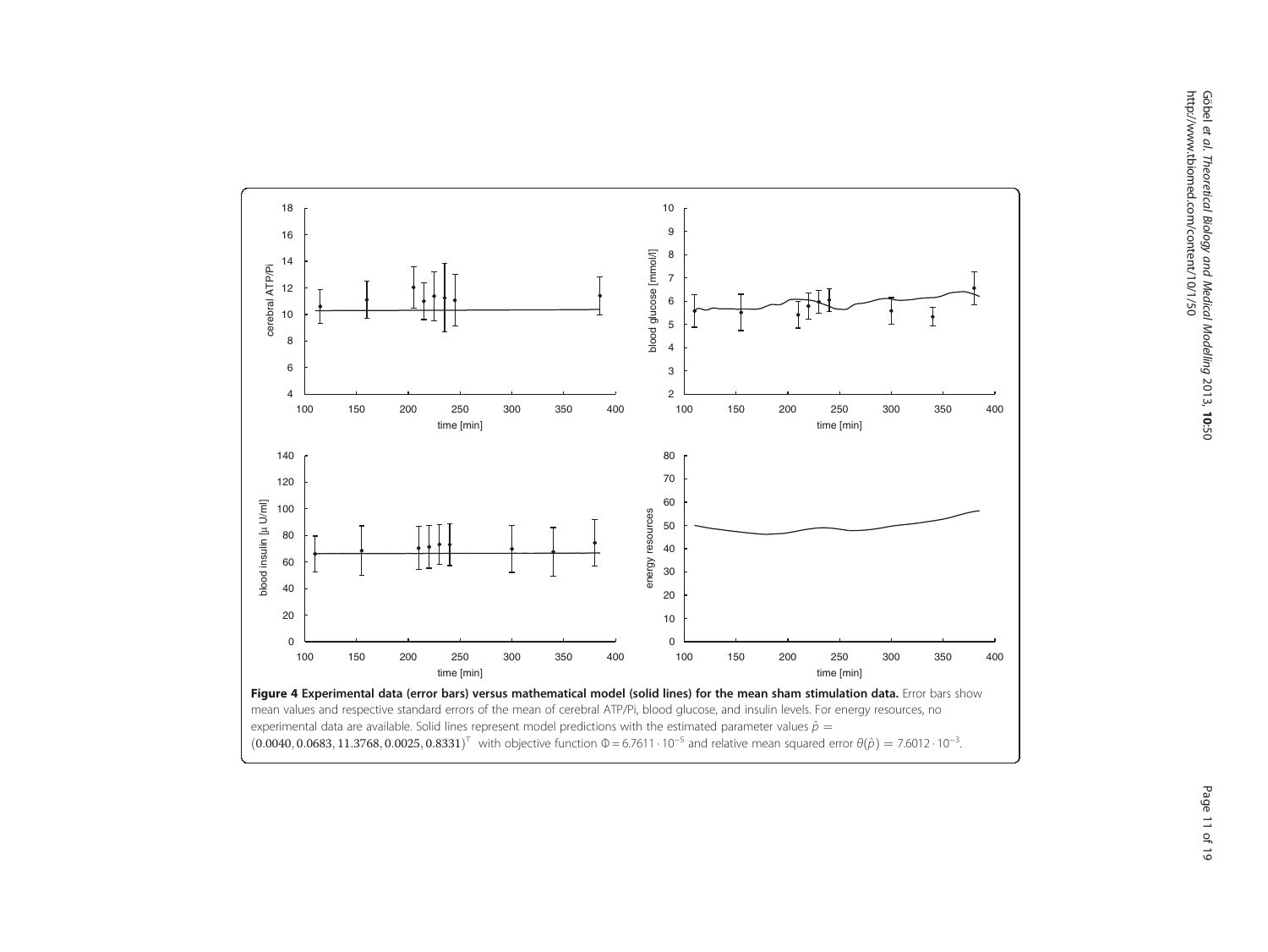**Figure 4 Experimental data (error bars) versus mathematical model (solid lines) for the mean sham stimulation data.** Error bars show mean values and respective standard errors of the mean of cerebral ATP/Pi, blood glucose, and insulin levels. For energy resources, no experimental data are available. Solid lines represent model predictions with the estimated parameter values $\hat{p} = (0.0040, 0.0683, 11.3768, 0.0025, 0.8331)^\top$ with objective function $\Phi = 6.7611 \cdot 10^{-5}$ and relative mean squared error $\theta(\hat{p}) = 7.6012 \cdot 10^{-3}$.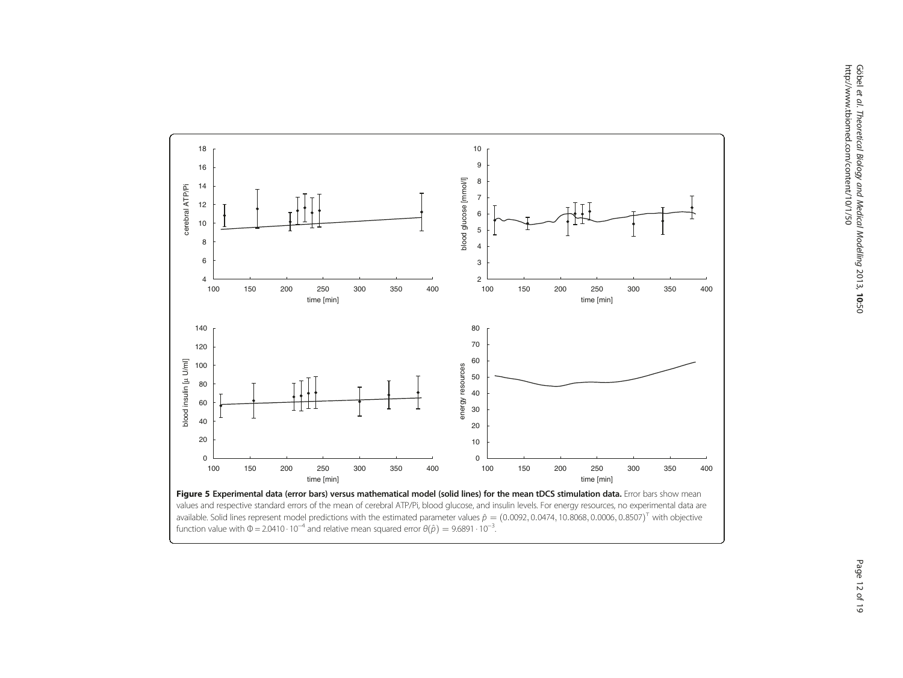**Figure 5 Experimental data (error bars) versus mathematical model (solid lines) for the mean tDCS stimulation data.** Error bars show mean values and respective standard errors of the mean of cerebral ATP/Pi, blood glucose, and insulin levels. For energy resources, no experimental data are available. Solid lines represent model predictions with the estimated parameter values $\hat{p} = (0.0092, 0.0474, 10.8068, 0.0006, 0.8507)^{\top}$ with objective function value with $\Phi = 2.0410 \cdot 10^{-4}$ and relative mean squared error $\theta(\hat{p}) = 9.6891 \cdot 10^{-3}$.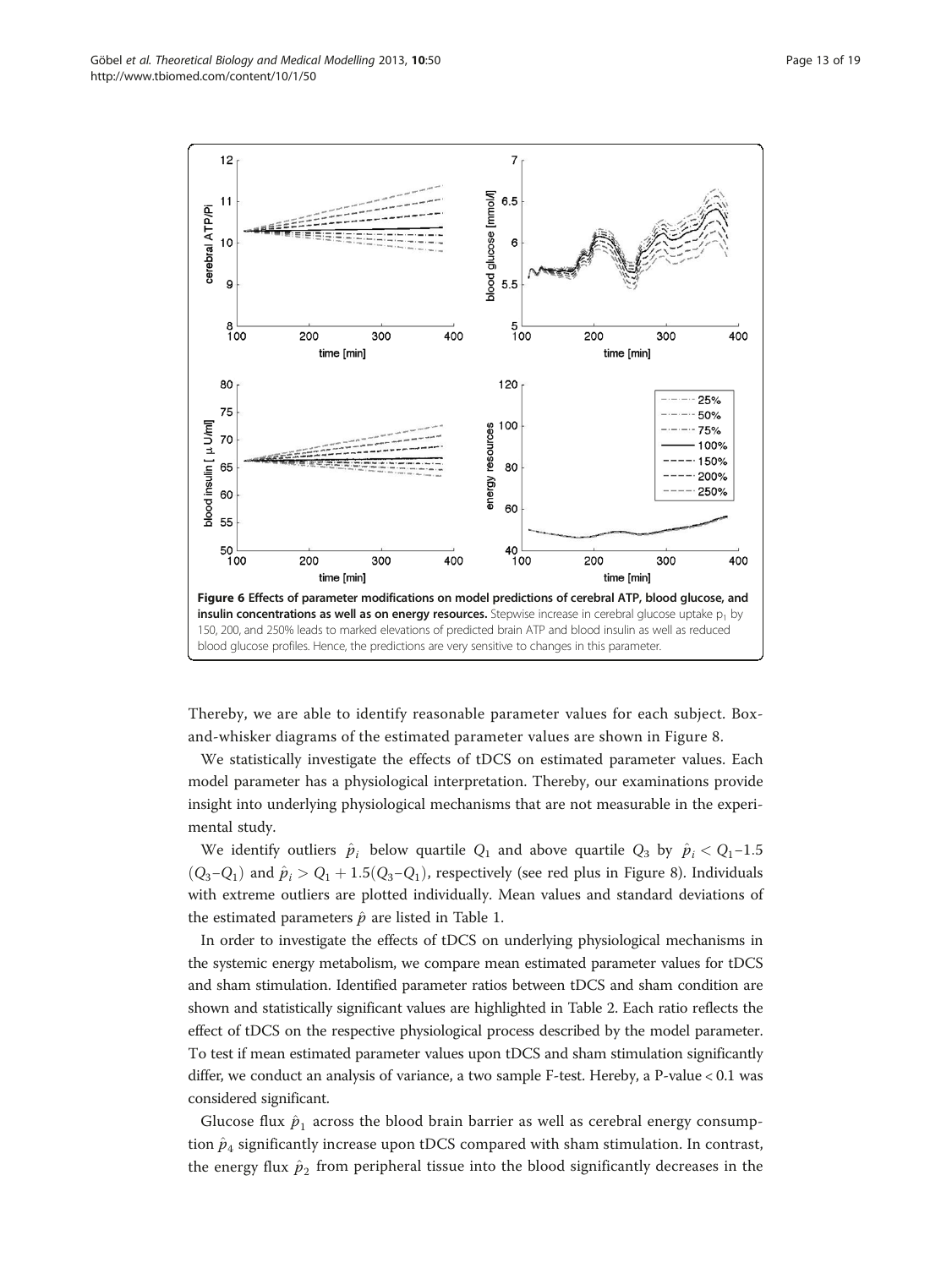**Figure 6 Effects of parameter modifications on model predictions of cerebral ATP, blood glucose, and insulin concentrations as well as on energy resources.** Stepwise increase in cerebral glucose uptake $p_1$ by 150, 200, and 250% leads to marked elevations of predicted brain ATP and blood insulin as well as reduced blood glucose profiles. Hence, the predictions are very sensitive to changes in this parameter.

Thereby, we are able to identify reasonable parameter values for each subject. Box-and-whisker diagrams of the estimated parameter values are shown in Figure 8.

We statistically investigate the effects of tDCS on estimated parameter values. Each model parameter has a physiological interpretation. Thereby, our examinations provide insight into underlying physiological mechanisms that are not measurable in the experimental study.

We identify outliers $\hat{p}_i$ below quartile $Q_1$ and above quartile $Q_3$ by $\hat{p}_i < Q_1 - 1.5 (Q_3 - Q_1)$ and $\hat{p}_i > Q_1 + 1.5(Q_3 - Q_1)$, respectively (see red plus in Figure 8). Individuals with extreme outliers are plotted individually. Mean values and standard deviations of the estimated parameters $\hat{p}$ are listed in Table 1.

In order to investigate the effects of tDCS on underlying physiological mechanisms in the systemic energy metabolism, we compare mean estimated parameter values for tDCS and sham stimulation. Identified parameter ratios between tDCS and sham condition are shown and statistically significant values are highlighted in Table 2. Each ratio reflects the effect of tDCS on the respective physiological process described by the model parameter. To test if mean estimated parameter values upon tDCS and sham stimulation significantly differ, we conduct an analysis of variance, a two sample F-test. Hereby, a P-value < 0.1 was considered significant.

Glucose flux $\hat{p}_1$ across the blood brain barrier as well as cerebral energy consumption $\hat{p}_4$ significantly increase upon tDCS compared with sham stimulation. In contrast, the energy flux $\hat{p}_2$ from peripheral tissue into the blood significantly decreases in the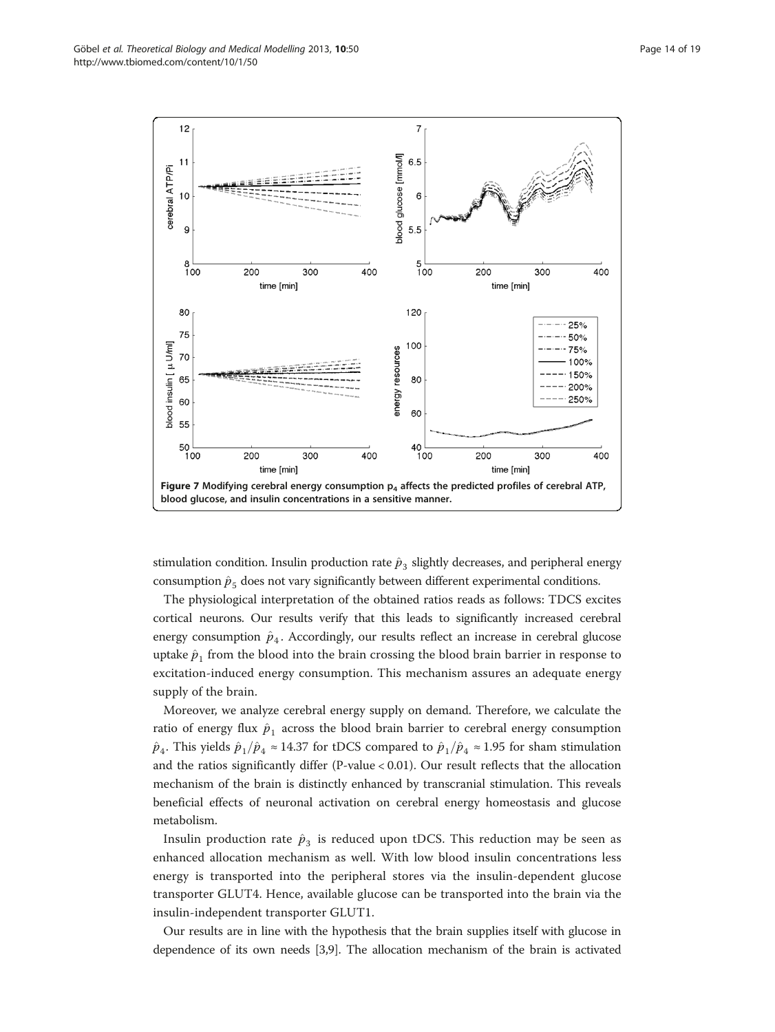**Figure 7 Modifying cerebral energy consumption $p_4$ affects the predicted profiles of cerebral ATP, blood glucose, and insulin concentrations in a sensitive manner.**

stimulation condition. Insulin production rate $\hat{p}_3$ slightly decreases, and peripheral energy consumption $\hat{p}_5$ does not vary significantly between different experimental conditions.

The physiological interpretation of the obtained ratios reads as follows: TDCS excites cortical neurons. Our results verify that this leads to significantly increased cerebral energy consumption $\hat{p}_4$. Accordingly, our results reflect an increase in cerebral glucose uptake $\hat{p}_1$ from the blood into the brain crossing the blood brain barrier in response to excitation-induced energy consumption. This mechanism assures an adequate energy supply of the brain.

Moreover, we analyze cerebral energy supply on demand. Therefore, we calculate the ratio of energy flux $\hat{p}_1$ across the blood brain barrier to cerebral energy consumption $\hat{p}_4$. This yields $\hat{p}_1/\hat{p}_4 \approx 14.37$ for tDCS compared to $\hat{p}_1/\hat{p}_4 \approx 1.95$ for sham stimulation and the ratios significantly differ (P-value < 0.01). Our result reflects that the allocation mechanism of the brain is distinctly enhanced by transcranial stimulation. This reveals beneficial effects of neuronal activation on cerebral energy homeostasis and glucose metabolism.

Insulin production rate $\hat{p}_3$ is reduced upon tDCS. This reduction may be seen as enhanced allocation mechanism as well. With low blood insulin concentrations less energy is transported into the peripheral stores via the insulin-dependent glucose transporter GLUT4. Hence, available glucose can be transported into the brain via the insulin-independent transporter GLUT1.

Our results are in line with the hypothesis that the brain supplies itself with glucose in dependence of its own needs [3,9]. The allocation mechanism of the brain is activated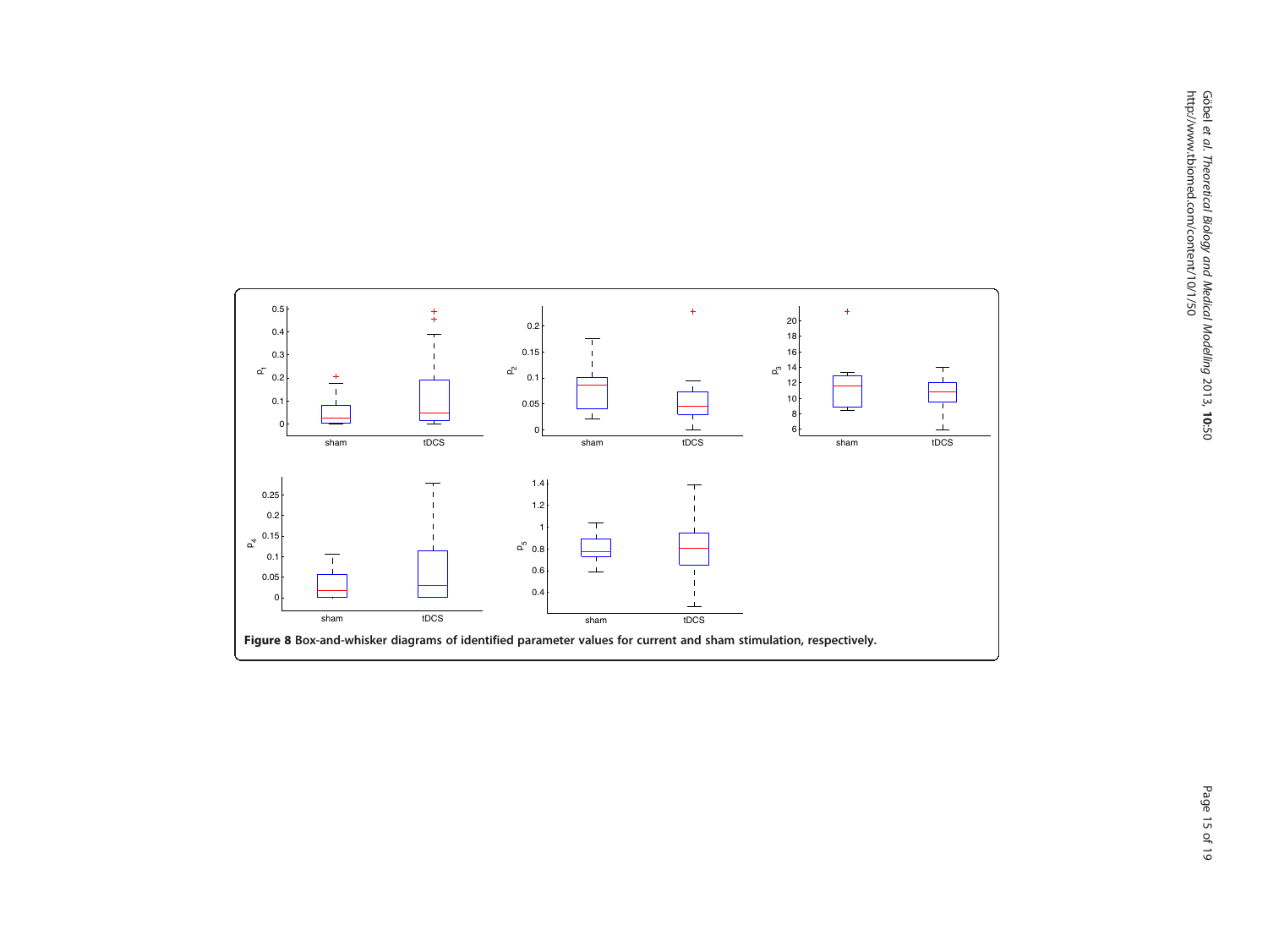**Figure 8** **Box-and-whisker diagrams of identified parameter values for current and sham stimulation, respectively.**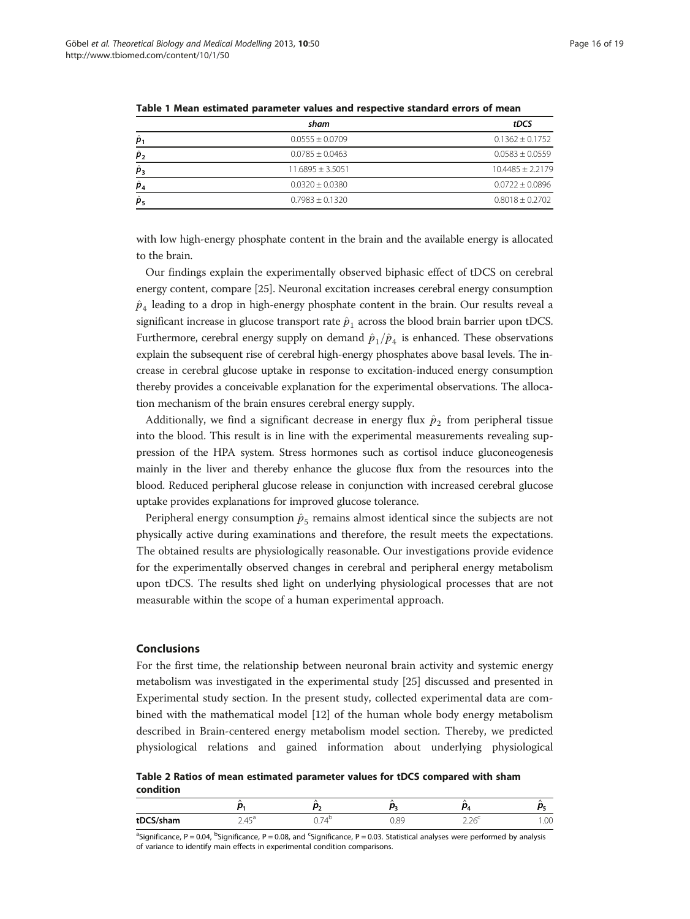**Table 1 Mean estimated parameter values and respective standard errors of mean**

| | *sham* | *tDCS* |
|---|---|---|
| $\hat{p}_1$ | 0.0555 ± 0.0709 | 0.1362 ± 0.1752 |
| $\hat{p}_2$ | 0.0785 ± 0.0463 | 0.0583 ± 0.0559 |
| $\hat{p}_3$ | 11.6895 ± 3.5051 | 10.4485 ± 2.2179 |
| $\hat{p}_4$ | 0.0320 ± 0.0380 | 0.0722 ± 0.0896 |
| $\hat{p}_5$ | 0.7983 ± 0.1320 | 0.8018 ± 0.2702 |

with low high-energy phosphate content in the brain and the available energy is allocated to the brain.

Our findings explain the experimentally observed biphasic effect of tDCS on cerebral energy content, compare [25]. Neuronal excitation increases cerebral energy consumption $\hat{p}_4$ leading to a drop in high-energy phosphate content in the brain. Our results reveal a significant increase in glucose transport rate $\hat{p}_1$ across the blood brain barrier upon tDCS. Furthermore, cerebral energy supply on demand $\hat{p}_1/\hat{p}_4$ is enhanced. These observations explain the subsequent rise of cerebral high-energy phosphates above basal levels. The increase in cerebral glucose uptake in response to excitation-induced energy consumption thereby provides a conceivable explanation for the experimental observations. The allocation mechanism of the brain ensures cerebral energy supply.

Additionally, we find a significant decrease in energy flux $\hat{p}_2$ from peripheral tissue into the blood. This result is in line with the experimental measurements revealing suppression of the HPA system. Stress hormones such as cortisol induce gluconeogenesis mainly in the liver and thereby enhance the glucose flux from the resources into the blood. Reduced peripheral glucose release in conjunction with increased cerebral glucose uptake provides explanations for improved glucose tolerance.

Peripheral energy consumption $\hat{p}_5$ remains almost identical since the subjects are not physically active during examinations and therefore, the result meets the expectations. The obtained results are physiologically reasonable. Our investigations provide evidence for the experimentally observed changes in cerebral and peripheral energy metabolism upon tDCS. The results shed light on underlying physiological processes that are not measurable within the scope of a human experimental approach.

## Conclusions

For the first time, the relationship between neuronal brain activity and systemic energy metabolism was investigated in the experimental study [25] discussed and presented in Experimental study section. In the present study, collected experimental data are combined with the mathematical model [12] of the human whole body energy metabolism described in Brain-centered energy metabolism model section. Thereby, we predicted physiological relations and gained information about underlying physiological

**Table 2 Ratios of mean estimated parameter values for tDCS compared with sham condition**

| | $\hat{p}_1$ | $\hat{p}_2$ | $\hat{p}_3$ | $\hat{p}_4$ | $\hat{p}_5$ |
|---|---|---|---|---|---|
| **tDCS/sham** | 2.45[a] | 0.74[b] | 0.89 | 2.26[c] | 1.00 |

[a]Significance, P = 0.04, [b]Significance, P = 0.08, and [c]Significance, P = 0.03. Statistical analyses were performed by analysis of variance to identify main effects in experimental condition comparisons.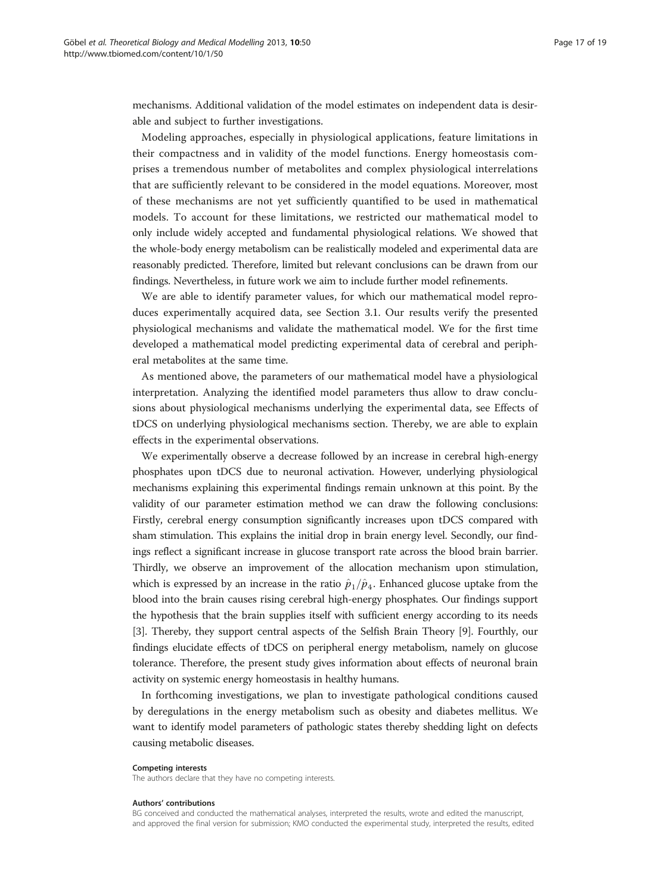mechanisms. Additional validation of the model estimates on independent data is desirable and subject to further investigations.

Modeling approaches, especially in physiological applications, feature limitations in their compactness and in validity of the model functions. Energy homeostasis comprises a tremendous number of metabolites and complex physiological interrelations that are sufficiently relevant to be considered in the model equations. Moreover, most of these mechanisms are not yet sufficiently quantified to be used in mathematical models. To account for these limitations, we restricted our mathematical model to only include widely accepted and fundamental physiological relations. We showed that the whole-body energy metabolism can be realistically modeled and experimental data are reasonably predicted. Therefore, limited but relevant conclusions can be drawn from our findings. Nevertheless, in future work we aim to include further model refinements.

We are able to identify parameter values, for which our mathematical model reproduces experimentally acquired data, see Section 3.1. Our results verify the presented physiological mechanisms and validate the mathematical model. We for the first time developed a mathematical model predicting experimental data of cerebral and peripheral metabolites at the same time.

As mentioned above, the parameters of our mathematical model have a physiological interpretation. Analyzing the identified model parameters thus allow to draw conclusions about physiological mechanisms underlying the experimental data, see Effects of tDCS on underlying physiological mechanisms section. Thereby, we are able to explain effects in the experimental observations.

We experimentally observe a decrease followed by an increase in cerebral high-energy phosphates upon tDCS due to neuronal activation. However, underlying physiological mechanisms explaining this experimental findings remain unknown at this point. By the validity of our parameter estimation method we can draw the following conclusions: Firstly, cerebral energy consumption significantly increases upon tDCS compared with sham stimulation. This explains the initial drop in brain energy level. Secondly, our findings reflect a significant increase in glucose transport rate across the blood brain barrier. Thirdly, we observe an improvement of the allocation mechanism upon stimulation, which is expressed by an increase in the ratio $\hat{p}_1/\hat{p}_4$. Enhanced glucose uptake from the blood into the brain causes rising cerebral high-energy phosphates. Our findings support the hypothesis that the brain supplies itself with sufficient energy according to its needs [3]. Thereby, they support central aspects of the Selfish Brain Theory [9]. Fourthly, our findings elucidate effects of tDCS on peripheral energy metabolism, namely on glucose tolerance. Therefore, the present study gives information about effects of neuronal brain activity on systemic energy homeostasis in healthy humans.

In forthcoming investigations, we plan to investigate pathological conditions caused by deregulations in the energy metabolism such as obesity and diabetes mellitus. We want to identify model parameters of pathologic states thereby shedding light on defects causing metabolic diseases.

#### Competing interests

The authors declare that they have no competing interests.

#### Authors' contributions

BG conceived and conducted the mathematical analyses, interpreted the results, wrote and edited the manuscript, and approved the final version for submission; KMO conducted the experimental study, interpreted the results, edited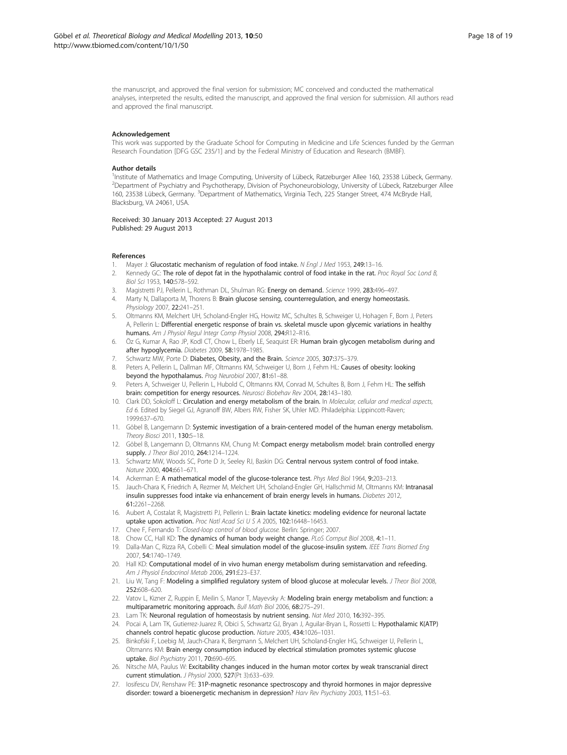the manuscript, and approved the final version for submission; MC conceived and conducted the mathematical analyses, interpreted the results, edited the manuscript, and approved the final version for submission. All authors read and approved the final manuscript.

### Acknowledgement

This work was supported by the Graduate School for Computing in Medicine and Life Sciences funded by the German Research Foundation [DFG GSC 235/1] and by the Federal Ministry of Education and Research (BMBF).

### Author details

[1]Institute of Mathematics and Image Computing, University of Lübeck, Ratzeburger Allee 160, 23538 Lübeck, Germany. [2]Department of Psychiatry and Psychotherapy, Division of Psychoneurobiology, University of Lübeck, Ratzeburger Allee 160, 23538 Lübeck, Germany. [3]Department of Mathematics, Virginia Tech, 225 Stanger Street, 474 McBryde Hall, Blacksburg, VA 24061, USA.

Received: 30 January 2013 Accepted: 27 August 2013
Published: 29 August 2013

### References

1. Mayer J: **Glucostatic mechanism of regulation of food intake.** *N Engl J Med* 1953, **249:**13–16.
2. Kennedy GC: **The role of depot fat in the hypothalamic control of food intake in the rat.** *Proc Royal Soc Lond B, Biol Sci* 1953, **140:**578–592.
3. Magistretti PJ, Pellerin L, Rothman DL, Shulman RG: **Energy on demand.** *Science* 1999, **283:**496–497.
4. Marty N, Dallaporta M, Thorens B: **Brain glucose sensing, counterregulation, and energy homeostasis.** *Physiology* 2007, **22:**241–251.
5. Oltmanns KM, Melchert UH, Scholand-Engler HG, Howitz MC, Schultes B, Schweiger U, Hohagen F, Born J, Peters A, Pellerin L: **Differential energetic response of brain vs. skeletal muscle upon glycemic variations in healthy humans.** *Am J Physiol Regul Integr Comp Physiol* 2008, **294:**R12–R16.
6. Öz G, Kumar A, Rao JP, Kodl CT, Chow L, Eberly LE, Seaquist ER: **Human brain glycogen metabolism during and after hypoglycemia.** *Diabetes* 2009, **58:**1978–1985.
7. Schwartz MW, Porte D: **Diabetes, Obesity, and the Brain.** *Science* 2005, **307:**375–379.
8. Peters A, Pellerin L, Dallman MF, Oltmanns KM, Schweiger U, Born J, Fehm HL: **Causes of obesity: looking beyond the hypothalamus.** *Prog Neurobiol* 2007, **81:**61–88.
9. Peters A, Schweiger U, Pellerin L, Hubold C, Oltmanns KM, Conrad M, Schultes B, Born J, Fehm HL: **The selfish brain: competition for energy resources.** *Neurosci Biobehav Rev* 2004, **28:**143–180.
10. Clark DD, Sokoloff L: **Circulation and energy metabolism of the brain.** In *Molecular, cellular and medical aspects, Ed 6.* Edited by Siegel GJ, Agranoff BW, Albers RW, Fisher SK, Uhler MD. Philadelphia: Lippincott-Raven; 1999:637–670.
11. Göbel B, Langemann D: **Systemic investigation of a brain-centered model of the human energy metabolism.** *Theory Biosci* 2011, **130:**5–18.
12. Göbel B, Langemann D, Oltmanns KM, Chung M: **Compact energy metabolism model: brain controlled energy supply.** *J Theor Biol* 2010, **264:**1214–1224.
13. Schwartz MW, Woods SC, Porte D Jr, Seeley RJ, Baskin DG: **Central nervous system control of food intake.** *Nature* 2000, **404:**661–671.
14. Ackerman E: **A mathematical model of the glucose-tolerance test.** *Phys Med Biol* 1964, **9:**203–213.
15. Jauch-Chara K, Friedrich A, Rezmer M, Melchert UH, Scholand-Engler GH, Hallschmid M, Oltmanns KM: **Intranasal insulin suppresses food intake via enhancement of brain energy levels in humans.** *Diabetes* 2012, **61:**2261–2268.
16. Aubert A, Costalat R, Magistretti PJ, Pellerin L: **Brain lactate kinetics: modeling evidence for neuronal lactate uptake upon activation.** *Proc Natl Acad Sci U S A* 2005, **102:**16448–16453.
17. Chee F, Fernando T: *Closed-loop control of blood glucose.* Berlin: Springer; 2007.
18. Chow CC, Hall KD: **The dynamics of human body weight change.** *PLoS Comput Biol* 2008, **4:**1–11.
19. Dalla-Man C, Rizza RA, Cobelli C: **Meal simulation model of the glucose-insulin system.** *IEEE Trans Biomed Eng* 2007, **54:**1740–1749.
20. Hall KD: **Computational model of in vivo human energy metabolism during semistarvation and refeeding.** *Am J Physiol Endocrinol Metab* 2006, **291:**E23–E37.
21. Liu W, Tang F: **Modeling a simplified regulatory system of blood glucose at molecular levels.** *J Theor Biol* 2008, **252:**608–620.
22. Vatov L, Kizner Z, Ruppin E, Meilin S, Manor T, Mayevsky A: **Modeling brain energy metabolism and function: a multiparametric monitoring approach.** *Bull Math Biol* 2006, **68:**275–291.
23. Lam TK: **Neuronal regulation of homeostasis by nutrient sensing.** *Nat Med* 2010, **16:**392–395.
24. Pocai A, Lam TK, Gutierrez-Juarez R, Obici S, Schwartz GJ, Bryan J, Aguilar-Bryan L, Rossetti L: **Hypothalamic K(ATP) channels control hepatic glucose production.** *Nature* 2005, **434:**1026–1031.
25. Binkofski F, Loebig M, Jauch-Chara K, Bergmann S, Melchert UH, Scholand-Engler HG, Schweiger U, Pellerin L, Oltmanns KM: **Brain energy consumption induced by electrical stimulation promotes systemic glucose uptake.** *Biol Psychiatry* 2011, **70:**690–695.
26. Nitsche MA, Paulus W: **Excitability changes induced in the human motor cortex by weak transcranial direct current stimulation.** *J Physiol* 2000, **527**(Pt 3):633–639.
27. Iosifescu DV, Renshaw PE: **31P-magnetic resonance spectroscopy and thyroid hormones in major depressive disorder: toward a bioenergetic mechanism in depression?** *Harv Rev Psychiatry* 2003, **11:**51–63.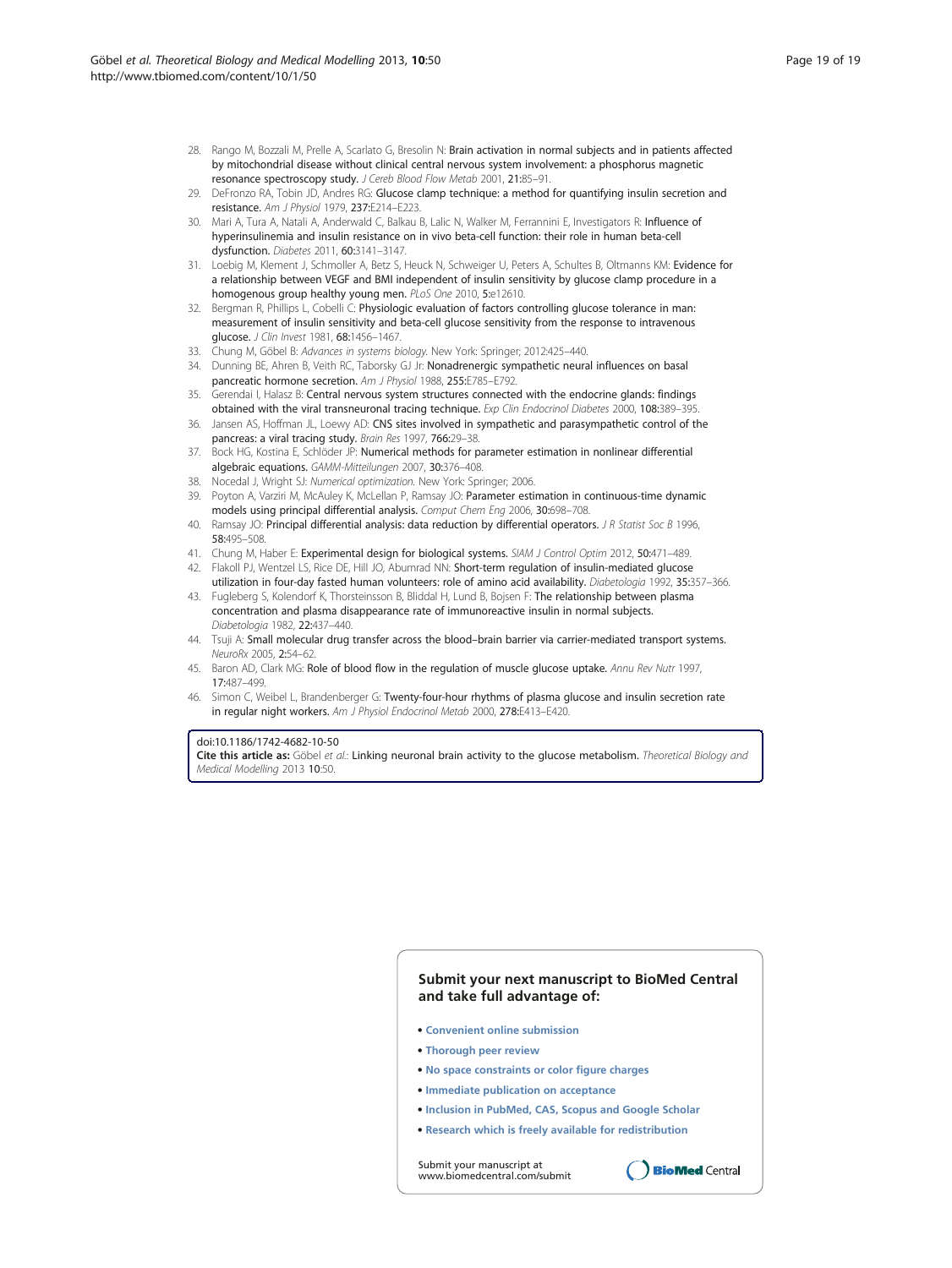28. Rango M, Bozzali M, Prelle A, Scarlato G, Bresolin N: Brain activation in normal subjects and in patients affected by mitochondrial disease without clinical central nervous system involvement: a phosphorus magnetic resonance spectroscopy study. *J Cereb Blood Flow Metab* 2001, **21:**85–91.
29. DeFronzo RA, Tobin JD, Andres RG: Glucose clamp technique: a method for quantifying insulin secretion and resistance. *Am J Physiol* 1979, **237:**E214–E223.
30. Mari A, Tura A, Natali A, Anderwald C, Balkau B, Lalic N, Walker M, Ferrannini E, Investigators R: Influence of hyperinsulinemia and insulin resistance on in vivo beta-cell function: their role in human beta-cell dysfunction. *Diabetes* 2011, **60:**3141–3147.
31. Loebig M, Klement J, Schmoller A, Betz S, Heuck N, Schweiger U, Peters A, Schultes B, Oltmanns KM: Evidence for a relationship between VEGF and BMI independent of insulin sensitivity by glucose clamp procedure in a homogenous group healthy young men. *PLoS One* 2010, **5:**e12610.
32. Bergman R, Phillips L, Cobelli C: Physiologic evaluation of factors controlling glucose tolerance in man: measurement of insulin sensitivity and beta-cell glucose sensitivity from the response to intravenous glucose. *J Clin Invest* 1981, **68:**1456–1467.
33. Chung M, Göbel B: *Advances in systems biology.* New York: Springer; 2012:425–440.
34. Dunning BE, Ahren B, Veith RC, Taborsky GJ Jr: Nonadrenergic sympathetic neural influences on basal pancreatic hormone secretion. *Am J Physiol* 1988, **255:**E785–E792.
35. Gerendai I, Halasz B: Central nervous system structures connected with the endocrine glands: findings obtained with the viral transneuronal tracing technique. *Exp Clin Endocrinol Diabetes* 2000, **108:**389–395.
36. Jansen AS, Hoffman JL, Loewy AD: CNS sites involved in sympathetic and parasympathetic control of the pancreas: a viral tracing study. *Brain Res* 1997, **766:**29–38.
37. Bock HG, Kostina E, Schlöder JP: Numerical methods for parameter estimation in nonlinear differential algebraic equations. *GAMM-Mitteilungen* 2007, **30:**376–408.
38. Nocedal J, Wright SJ: *Numerical optimization.* New York: Springer; 2006.
39. Poyton A, Varziri M, McAuley K, McLellan P, Ramsay JO: Parameter estimation in continuous-time dynamic models using principal differential analysis. *Comput Chem Eng* 2006, **30:**698–708.
40. Ramsay JO: Principal differential analysis: data reduction by differential operators. *J R Statist Soc B* 1996, **58:**495–508.
41. Chung M, Haber E: Experimental design for biological systems. *SIAM J Control Optim* 2012, **50:**471–489.
42. Flakoll PJ, Wentzel LS, Rice DE, Hill JO, Abumrad NN: Short-term regulation of insulin-mediated glucose utilization in four-day fasted human volunteers: role of amino acid availability. *Diabetologia* 1992, **35:**357–366.
43. Fugleberg S, Kolendorf K, Thorsteinsson B, Bliddal H, Lund B, Bojsen F: The relationship between plasma concentration and plasma disappearance rate of immunoreactive insulin in normal subjects. *Diabetologia* 1982, **22:**437–440.
44. Tsuji A: Small molecular drug transfer across the blood–brain barrier via carrier-mediated transport systems. *NeuroRx* 2005, **2:**54–62.
45. Baron AD, Clark MG: Role of blood flow in the regulation of muscle glucose uptake. *Annu Rev Nutr* 1997, **17:**487–499.
46. Simon C, Weibel L, Brandenberger G: Twenty-four-hour rhythms of plasma glucose and insulin secretion rate in regular night workers. *Am J Physiol Endocrinol Metab* 2000, **278:**E413–E420.

doi:10.1186/1742-4682-10-50

**Cite this article as:** Göbel *et al.*: Linking neuronal brain activity to the glucose metabolism. *Theoretical Biology and Medical Modelling* 2013 **10**:50.

**Submit your next manuscript to BioMed Central and take full advantage of:**

- **Convenient online submission**
- **Thorough peer review**
- **No space constraints or color figure charges**
- **Immediate publication on acceptance**
- **Inclusion in PubMed, CAS, Scopus and Google Scholar**
- **Research which is freely available for redistribution**

Submit your manuscript at
www.biomedcentral.com/submit

BioMed Central